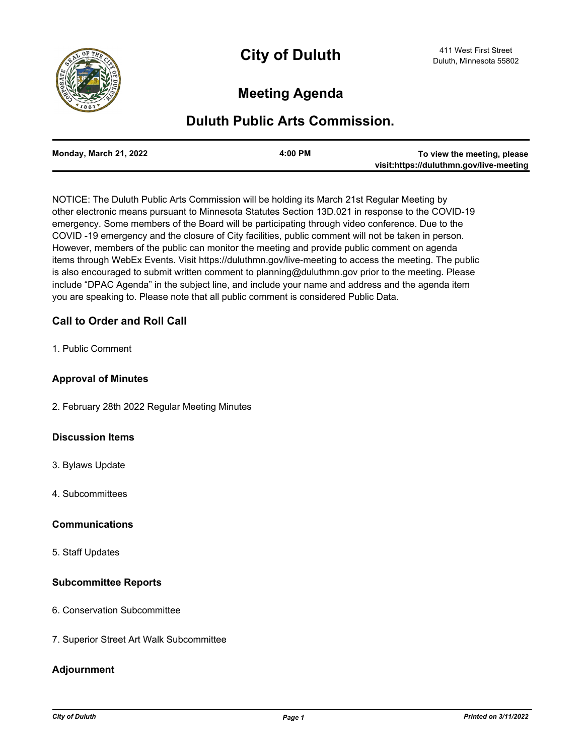# City of Duluth

411 West First Street
Duluth, Minnesota 55802

## Meeting Agenda

## Duluth Public Arts Commission.

| Monday, March 21, 2022 | 4:00 PM | To view the meeting, please visit:https://duluthmn.gov/live-meeting |
|---|---|---|

NOTICE: The Duluth Public Arts Commission will be holding its March 21st Regular Meeting by other electronic means pursuant to Minnesota Statutes Section 13D.021 in response to the COVID-19 emergency. Some members of the Board will be participating through video conference. Due to the COVID -19 emergency and the closure of City facilities, public comment will not be taken in person. However, members of the public can monitor the meeting and provide public comment on agenda items through WebEx Events. Visit https://duluthmn.gov/live-meeting to access the meeting. The public is also encouraged to submit written comment to planning@duluthmn.gov prior to the meeting. Please include “DPAC Agenda” in the subject line, and include your name and address and the agenda item you are speaking to. Please note that all public comment is considered Public Data.

### Call to Order and Roll Call

1. Public Comment

### Approval of Minutes

2. February 28th 2022 Regular Meeting Minutes

### Discussion Items

3. Bylaws Update

4. Subcommittees

### Communications

5. Staff Updates

### Subcommittee Reports

6. Conservation Subcommittee

7. Superior Street Art Walk Subcommittee

### Adjournment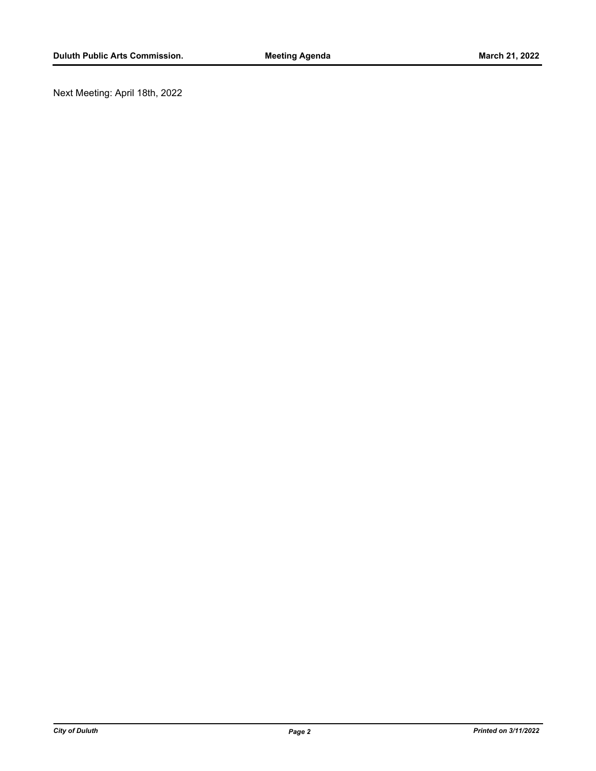Next Meeting: April 18th, 2022